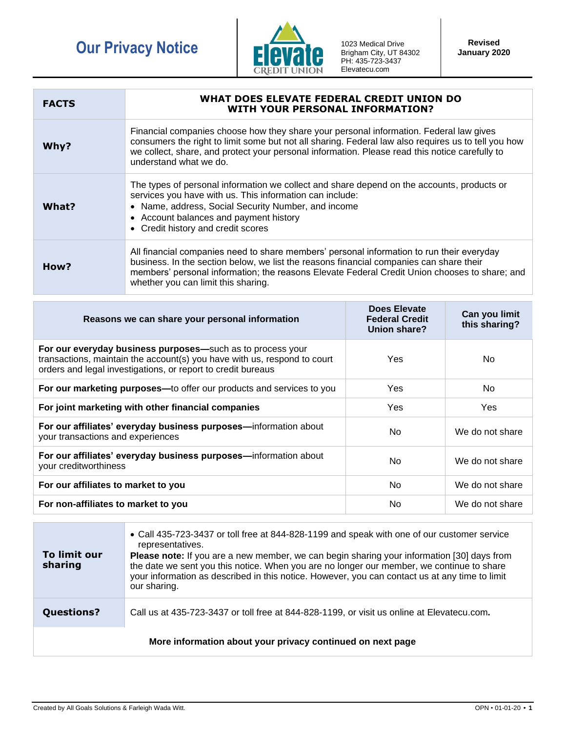# Our Privacy Notice

1023 Medical Drive
Brigham City, UT 84302
PH: 435-723-3437
Elevatecu.com

**Revised January 2020**

| **FACTS** | **WHAT DOES ELEVATE FEDERAL CREDIT UNION DO WITH YOUR PERSONAL INFORMATION?** |
|---|---|
| **Why?** | Financial companies choose how they share your personal information. Federal law gives consumers the right to limit some but not all sharing. Federal law also requires us to tell you how we collect, share, and protect your personal information. Please read this notice carefully to understand what we do. |
| **What?** | The types of personal information we collect and share depend on the accounts, products or services you have with us. This information can include:<br>• Name, address, Social Security Number, and income<br>• Account balances and payment history<br>• Credit history and credit scores |
| **How?** | All financial companies need to share members' personal information to run their everyday business. In the section below, we list the reasons financial companies can share their members' personal information; the reasons Elevate Federal Credit Union chooses to share; and whether you can limit this sharing. |

| **Reasons we can share your personal information** | **Does Elevate Federal Credit Union share?** | **Can you limit this sharing?** |
|---|---|---|
| **For our everyday business purposes—**such as to process your transactions, maintain the account(s) you have with us, respond to court orders and legal investigations, or report to credit bureaus | Yes | No |
| **For our marketing purposes—**to offer our products and services to you | Yes | No |
| **For joint marketing with other financial companies** | Yes | Yes |
| **For our affiliates' everyday business purposes—**information about your transactions and experiences | No | We do not share |
| **For our affiliates' everyday business purposes—**information about your creditworthiness | No | We do not share |
| **For our affiliates to market to you** | No | We do not share |
| **For non-affiliates to market to you** | No | We do not share |

| **To limit our sharing** | • Call 435-723-3437 or toll free at 844-828-1199 and speak with one of our customer service representatives.<br>**Please note:** If you are a new member, we can begin sharing your information [30] days from the date we sent you this notice. When you are no longer our member, we continue to share your information as described in this notice. However, you can contact us at any time to limit our sharing. |
|---|---|
| **Questions?** | Call us at 435-723-3437 or toll free at 844-828-1199, or visit us online at Elevatecu.com**.** |

**More information about your privacy continued on next page**

Created by All Goals Solutions & Farleigh Wada Witt.

OPN • 01-01-20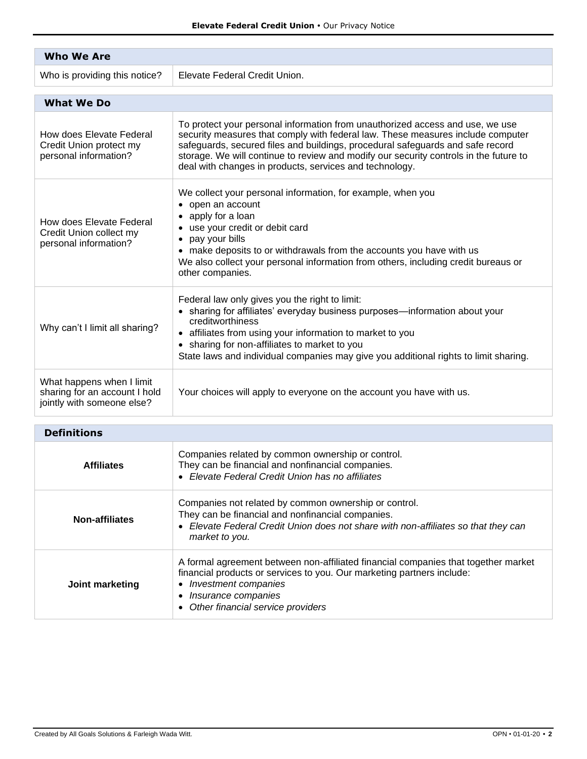| Who We Are | |
|---|---|
| Who is providing this notice? | Elevate Federal Credit Union. |

| What We Do | |
|---|---|
| How does Elevate Federal Credit Union protect my personal information? | To protect your personal information from unauthorized access and use, we use security measures that comply with federal law. These measures include computer safeguards, secured files and buildings, procedural safeguards and safe record storage. We will continue to review and modify our security controls in the future to deal with changes in products, services and technology. |
| How does Elevate Federal Credit Union collect my personal information? | We collect your personal information, for example, when you<br>• open an account<br>• apply for a loan<br>• use your credit or debit card<br>• pay your bills<br>• make deposits to or withdrawals from the accounts you have with us<br>We also collect your personal information from others, including credit bureaus or other companies. |
| Why can't I limit all sharing? | Federal law only gives you the right to limit:<br>• sharing for affiliates' everyday business purposes—information about your creditworthiness<br>• affiliates from using your information to market to you<br>• sharing for non-affiliates to market to you<br>State laws and individual companies may give you additional rights to limit sharing. |
| What happens when I limit sharing for an account I hold jointly with someone else? | Your choices will apply to everyone on the account you have with us. |

| Definitions | |
|---|---|
| **Affiliates** | Companies related by common ownership or control.<br>They can be financial and nonfinancial companies.<br>• *Elevate Federal Credit Union has no affiliates* |
| **Non-affiliates** | Companies not related by common ownership or control.<br>They can be financial and nonfinancial companies.<br>• *Elevate Federal Credit Union does not share with non-affiliates so that they can market to you.* |
| **Joint marketing** | A formal agreement between non-affiliated financial companies that together market financial products or services to you. Our marketing partners include:<br>• *Investment companies*<br>• *Insurance companies*<br>• *Other financial service providers* |